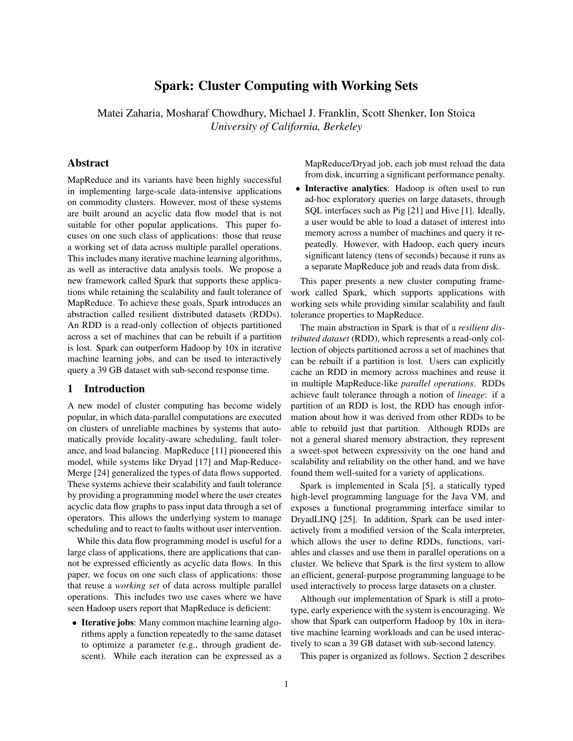# Spark: Cluster Computing with Working Sets

Matei Zaharia, Mosharaf Chowdhury, Michael J. Franklin, Scott Shenker, Ion Stoica
*University of California, Berkeley*

## Abstract

MapReduce and its variants have been highly successful in implementing large-scale data-intensive applications on commodity clusters. However, most of these systems are built around an acyclic data flow model that is not suitable for other popular applications. This paper focuses on one such class of applications: those that reuse a working set of data across multiple parallel operations. This includes many iterative machine learning algorithms, as well as interactive data analysis tools. We propose a new framework called Spark that supports these applications while retaining the scalability and fault tolerance of MapReduce. To achieve these goals, Spark introduces an abstraction called resilient distributed datasets (RDDs). An RDD is a read-only collection of objects partitioned across a set of machines that can be rebuilt if a partition is lost. Spark can outperform Hadoop by 10x in iterative machine learning jobs, and can be used to interactively query a 39 GB dataset with sub-second response time.

## 1 Introduction

A new model of cluster computing has become widely popular, in which data-parallel computations are executed on clusters of unreliable machines by systems that automatically provide locality-aware scheduling, fault tolerance, and load balancing. MapReduce [11] pioneered this model, while systems like Dryad [17] and Map-Reduce-Merge [24] generalized the types of data flows supported. These systems achieve their scalability and fault tolerance by providing a programming model where the user creates acyclic data flow graphs to pass input data through a set of operators. This allows the underlying system to manage scheduling and to react to faults without user intervention.

While this data flow programming model is useful for a large class of applications, there are applications that cannot be expressed efficiently as acyclic data flows. In this paper, we focus on one such class of applications: those that reuse a *working set* of data across multiple parallel operations. This includes two use cases where we have seen Hadoop users report that MapReduce is deficient:

- **Iterative jobs**: Many common machine learning algorithms apply a function repeatedly to the same dataset to optimize a parameter (e.g., through gradient descent). While each iteration can be expressed as a MapReduce/Dryad job, each job must reload the data from disk, incurring a significant performance penalty.
- **Interactive analytics**: Hadoop is often used to run ad-hoc exploratory queries on large datasets, through SQL interfaces such as Pig [21] and Hive [1]. Ideally, a user would be able to load a dataset of interest into memory across a number of machines and query it repeatedly. However, with Hadoop, each query incurs significant latency (tens of seconds) because it runs as a separate MapReduce job and reads data from disk.

This paper presents a new cluster computing framework called Spark, which supports applications with working sets while providing similar scalability and fault tolerance properties to MapReduce.

The main abstraction in Spark is that of a *resilient distributed dataset* (RDD), which represents a read-only collection of objects partitioned across a set of machines that can be rebuilt if a partition is lost. Users can explicitly cache an RDD in memory across machines and reuse it in multiple MapReduce-like *parallel operations*. RDDs achieve fault tolerance through a notion of *lineage*: if a partition of an RDD is lost, the RDD has enough information about how it was derived from other RDDs to be able to rebuild just that partition. Although RDDs are not a general shared memory abstraction, they represent a sweet-spot between expressivity on the one hand and scalability and reliability on the other hand, and we have found them well-suited for a variety of applications.

Spark is implemented in Scala [5], a statically typed high-level programming language for the Java VM, and exposes a functional programming interface similar to DryadLINQ [25]. In addition, Spark can be used interactively from a modified version of the Scala interpreter, which allows the user to define RDDs, functions, variables and classes and use them in parallel operations on a cluster. We believe that Spark is the first system to allow an efficient, general-purpose programming language to be used interactively to process large datasets on a cluster.

Although our implementation of Spark is still a prototype, early experience with the system is encouraging. We show that Spark can outperform Hadoop by 10x in iterative machine learning workloads and can be used interactively to scan a 39 GB dataset with sub-second latency.

This paper is organized as follows. Section 2 describes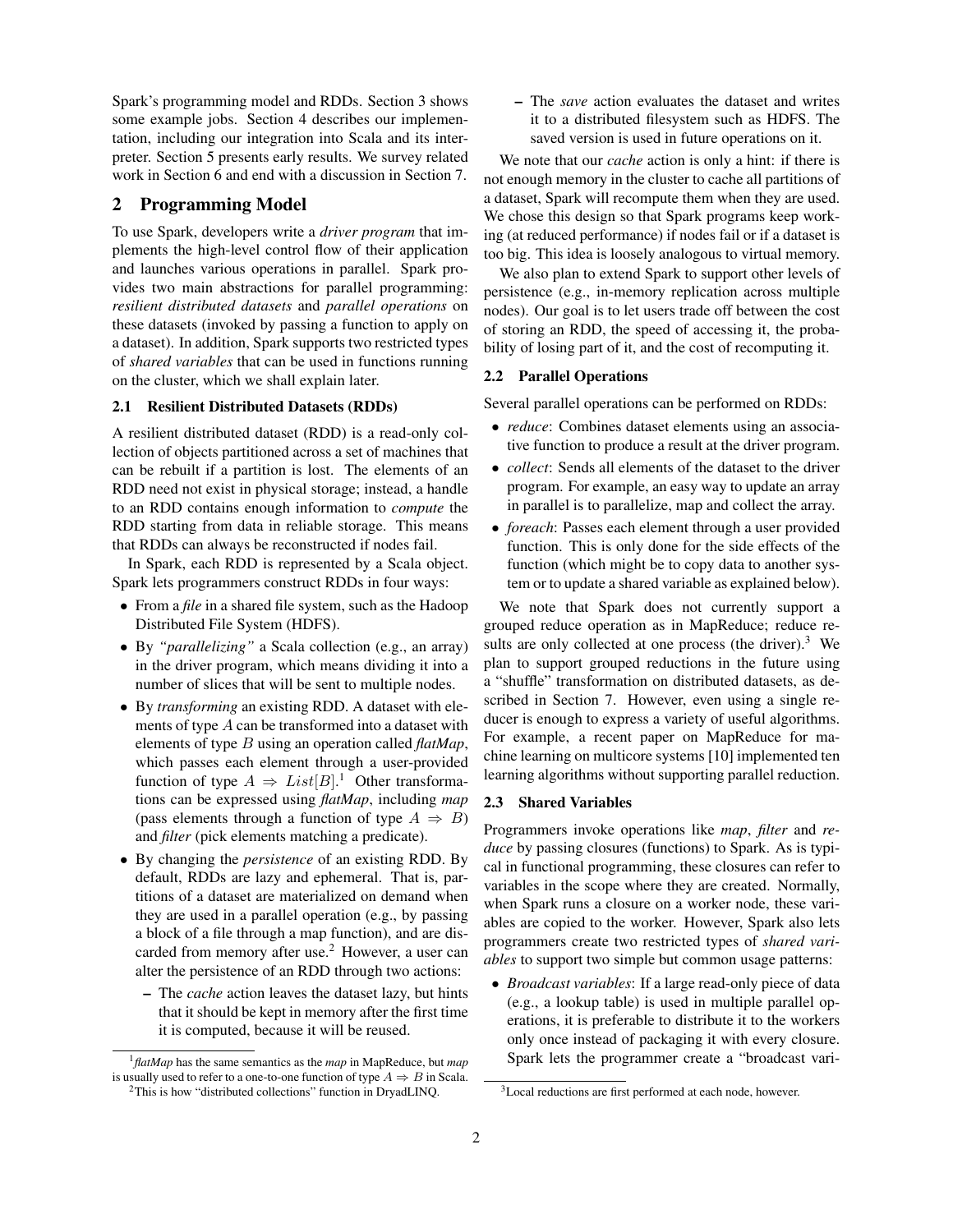Spark's programming model and RDDs. Section 3 shows some example jobs. Section 4 describes our implementation, including our integration into Scala and its interpreter. Section 5 presents early results. We survey related work in Section 6 and end with a discussion in Section 7.

## 2 Programming Model

To use Spark, developers write a *driver program* that implements the high-level control flow of their application and launches various operations in parallel. Spark provides two main abstractions for parallel programming: *resilient distributed datasets* and *parallel operations* on these datasets (invoked by passing a function to apply on a dataset). In addition, Spark supports two restricted types of *shared variables* that can be used in functions running on the cluster, which we shall explain later.

### 2.1 Resilient Distributed Datasets (RDDs)

A resilient distributed dataset (RDD) is a read-only collection of objects partitioned across a set of machines that can be rebuilt if a partition is lost. The elements of an RDD need not exist in physical storage; instead, a handle to an RDD contains enough information to *compute* the RDD starting from data in reliable storage. This means that RDDs can always be reconstructed if nodes fail.

In Spark, each RDD is represented by a Scala object. Spark lets programmers construct RDDs in four ways:

- From a *file* in a shared file system, such as the Hadoop Distributed File System (HDFS).
- By *"parallelizing"* a Scala collection (e.g., an array) in the driver program, which means dividing it into a number of slices that will be sent to multiple nodes.
- By *transforming* an existing RDD. A dataset with elements of type $A$ can be transformed into a dataset with elements of type $B$ using an operation called *flatMap*, which passes each element through a user-provided function of type $A \Rightarrow List[B]$.[1] Other transformations can be expressed using *flatMap*, including *map* (pass elements through a function of type $A \Rightarrow B$) and *filter* (pick elements matching a predicate).
- By changing the *persistence* of an existing RDD. By default, RDDs are lazy and ephemeral. That is, partitions of a dataset are materialized on demand when they are used in a parallel operation (e.g., by passing a block of a file through a map function), and are discarded from memory after use.[2] However, a user can alter the persistence of an RDD through two actions:
  - The *cache* action leaves the dataset lazy, but hints that it should be kept in memory after the first time it is computed, because it will be reused.
  - The *save* action evaluates the dataset and writes it to a distributed filesystem such as HDFS. The saved version is used in future operations on it.

We note that our *cache* action is only a hint: if there is not enough memory in the cluster to cache all partitions of a dataset, Spark will recompute them when they are used. We chose this design so that Spark programs keep working (at reduced performance) if nodes fail or if a dataset is too big. This idea is loosely analogous to virtual memory.

We also plan to extend Spark to support other levels of persistence (e.g., in-memory replication across multiple nodes). Our goal is to let users trade off between the cost of storing an RDD, the speed of accessing it, the probability of losing part of it, and the cost of recomputing it.

### 2.2 Parallel Operations

Several parallel operations can be performed on RDDs:

- *reduce*: Combines dataset elements using an associative function to produce a result at the driver program.
- *collect*: Sends all elements of the dataset to the driver program. For example, an easy way to update an array in parallel is to parallelize, map and collect the array.
- *foreach*: Passes each element through a user provided function. This is only done for the side effects of the function (which might be to copy data to another system or to update a shared variable as explained below).

We note that Spark does not currently support a grouped reduce operation as in MapReduce; reduce results are only collected at one process (the driver).[3] We plan to support grouped reductions in the future using a "shuffle" transformation on distributed datasets, as described in Section 7. However, even using a single reducer is enough to express a variety of useful algorithms. For example, a recent paper on MapReduce for machine learning on multicore systems [10] implemented ten learning algorithms without supporting parallel reduction.

### 2.3 Shared Variables

Programmers invoke operations like *map*, *filter* and *reduce* by passing closures (functions) to Spark. As is typical in functional programming, these closures can refer to variables in the scope where they are created. Normally, when Spark runs a closure on a worker node, these variables are copied to the worker. However, Spark also lets programmers create two restricted types of *shared variables* to support two simple but common usage patterns:

- *Broadcast variables*: If a large read-only piece of data (e.g., a lookup table) is used in multiple parallel operations, it is preferable to distribute it to the workers only once instead of packaging it with every closure. Spark lets the programmer create a "broadcast vari-

---

[1] *flatMap* has the same semantics as the *map* in MapReduce, but *map* is usually used to refer to a one-to-one function of type $A \Rightarrow B$ in Scala.

[2] This is how "distributed collections" function in DryadLINQ.

[3] Local reductions are first performed at each node, however.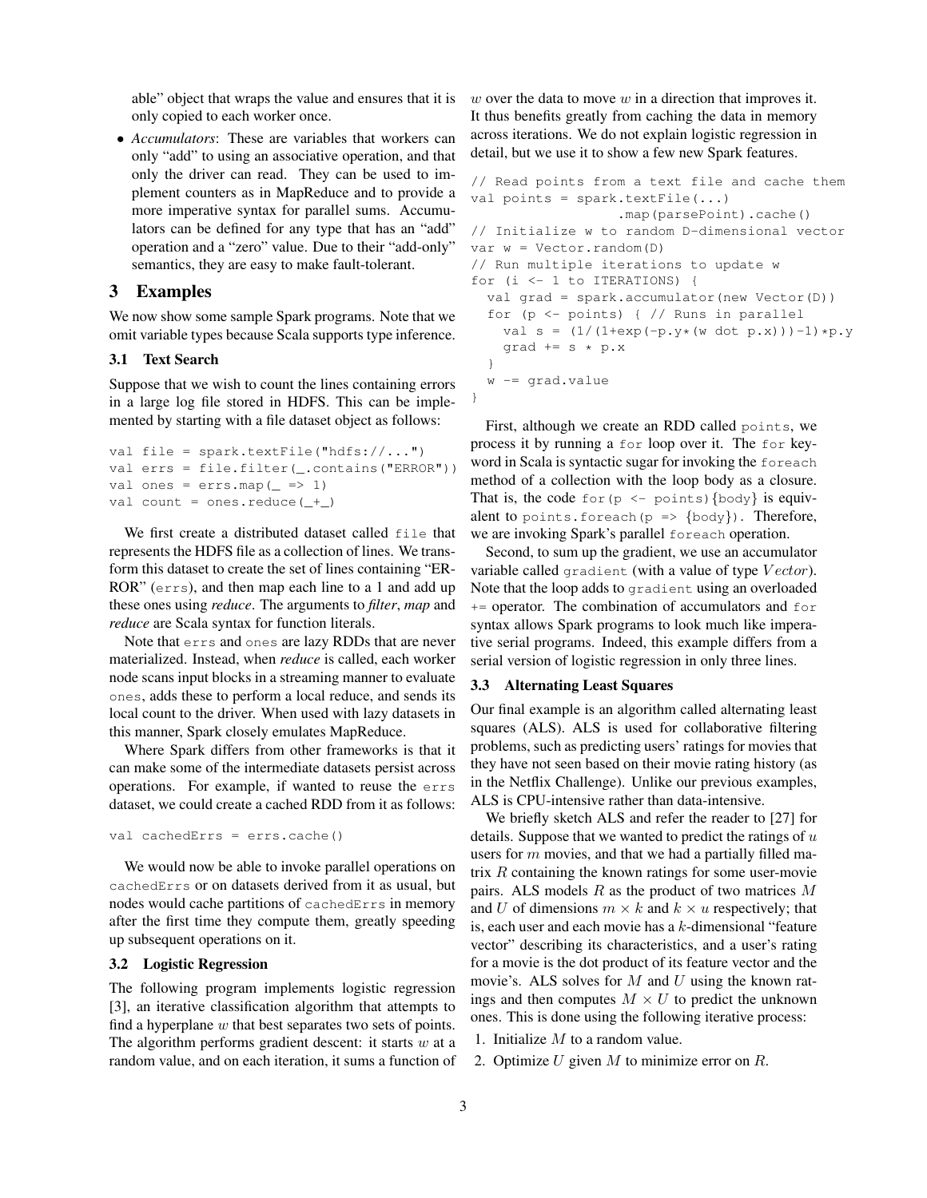able" object that wraps the value and ensures that it is only copied to each worker once.

- *Accumulators*: These are variables that workers can only "add" to using an associative operation, and that only the driver can read. They can be used to implement counters as in MapReduce and to provide a more imperative syntax for parallel sums. Accumulators can be defined for any type that has an "add" operation and a "zero" value. Due to their "add-only" semantics, they are easy to make fault-tolerant.

## 3 Examples

We now show some sample Spark programs. Note that we omit variable types because Scala supports type inference.

### 3.1 Text Search

Suppose that we wish to count the lines containing errors in a large log file stored in HDFS. This can be implemented by starting with a file dataset object as follows:

```
val file = spark.textFile("hdfs://...")
val errs = file.filter(_.contains("ERROR"))
val ones = errs.map(_ => 1)
val count = ones.reduce(_+_)
```

We first create a distributed dataset called `file` that represents the HDFS file as a collection of lines. We transform this dataset to create the set of lines containing "ERROR" (`errs`), and then map each line to a 1 and add up these ones using *reduce*. The arguments to *filter*, *map* and *reduce* are Scala syntax for function literals.

Note that `errs` and `ones` are lazy RDDs that are never materialized. Instead, when *reduce* is called, each worker node scans input blocks in a streaming manner to evaluate `ones`, adds these to perform a local reduce, and sends its local count to the driver. When used with lazy datasets in this manner, Spark closely emulates MapReduce.

Where Spark differs from other frameworks is that it can make some of the intermediate datasets persist across operations. For example, if wanted to reuse the `errs` dataset, we could create a cached RDD from it as follows:

```
val cachedErrs = errs.cache()
```

We would now be able to invoke parallel operations on `cachedErrs` or on datasets derived from it as usual, but nodes would cache partitions of `cachedErrs` in memory after the first time they compute them, greatly speeding up subsequent operations on it.

### 3.2 Logistic Regression

The following program implements logistic regression [3], an iterative classification algorithm that attempts to find a hyperplane $w$ that best separates two sets of points. The algorithm performs gradient descent: it starts $w$ at a random value, and on each iteration, it sums a function of $w$ over the data to move $w$ in a direction that improves it. It thus benefits greatly from caching the data in memory across iterations. We do not explain logistic regression in detail, but we use it to show a few new Spark features.

```
// Read points from a text file and cache them
val points = spark.textFile(...)
                 .map(parsePoint).cache()
// Initialize w to random D-dimensional vector
var w = Vector.random(D)
// Run multiple iterations to update w
for (i <- 1 to ITERATIONS) {
  val grad = spark.accumulator(new Vector(D))
  for (p <- points) { // Runs in parallel
    val s = (1/(1+exp(-p.y*(w dot p.x)))-1)*p.y
    grad += s * p.x
  }
  w -= grad.value
}
```

First, although we create an RDD called `points`, we process it by running a `for` loop over it. The `for` keyword in Scala is syntactic sugar for invoking the `foreach` method of a collection with the loop body as a closure. That is, the code `for(p <- points){body}` is equivalent to `points.foreach(p => {body})`. Therefore, we are invoking Spark's parallel `foreach` operation.

Second, to sum up the gradient, we use an accumulator variable called `gradient` (with a value of type $Vector$). Note that the loop adds to `gradient` using an overloaded `+=` operator. The combination of accumulators and `for` syntax allows Spark programs to look much like imperative serial programs. Indeed, this example differs from a serial version of logistic regression in only three lines.

### 3.3 Alternating Least Squares

Our final example is an algorithm called alternating least squares (ALS). ALS is used for collaborative filtering problems, such as predicting users' ratings for movies that they have not seen based on their movie rating history (as in the Netflix Challenge). Unlike our previous examples, ALS is CPU-intensive rather than data-intensive.

We briefly sketch ALS and refer the reader to [27] for details. Suppose that we wanted to predict the ratings of $u$ users for $m$ movies, and that we had a partially filled matrix $R$ containing the known ratings for some user-movie pairs. ALS models $R$ as the product of two matrices $M$ and $U$ of dimensions $m \times k$ and $k \times u$ respectively; that is, each user and each movie has a $k$-dimensional "feature vector" describing its characteristics, and a user's rating for a movie is the dot product of its feature vector and the movie's. ALS solves for $M$ and $U$ using the known ratings and then computes $M \times U$ to predict the unknown ones. This is done using the following iterative process:

1. Initialize $M$ to a random value.
2. Optimize $U$ given $M$ to minimize error on $R$.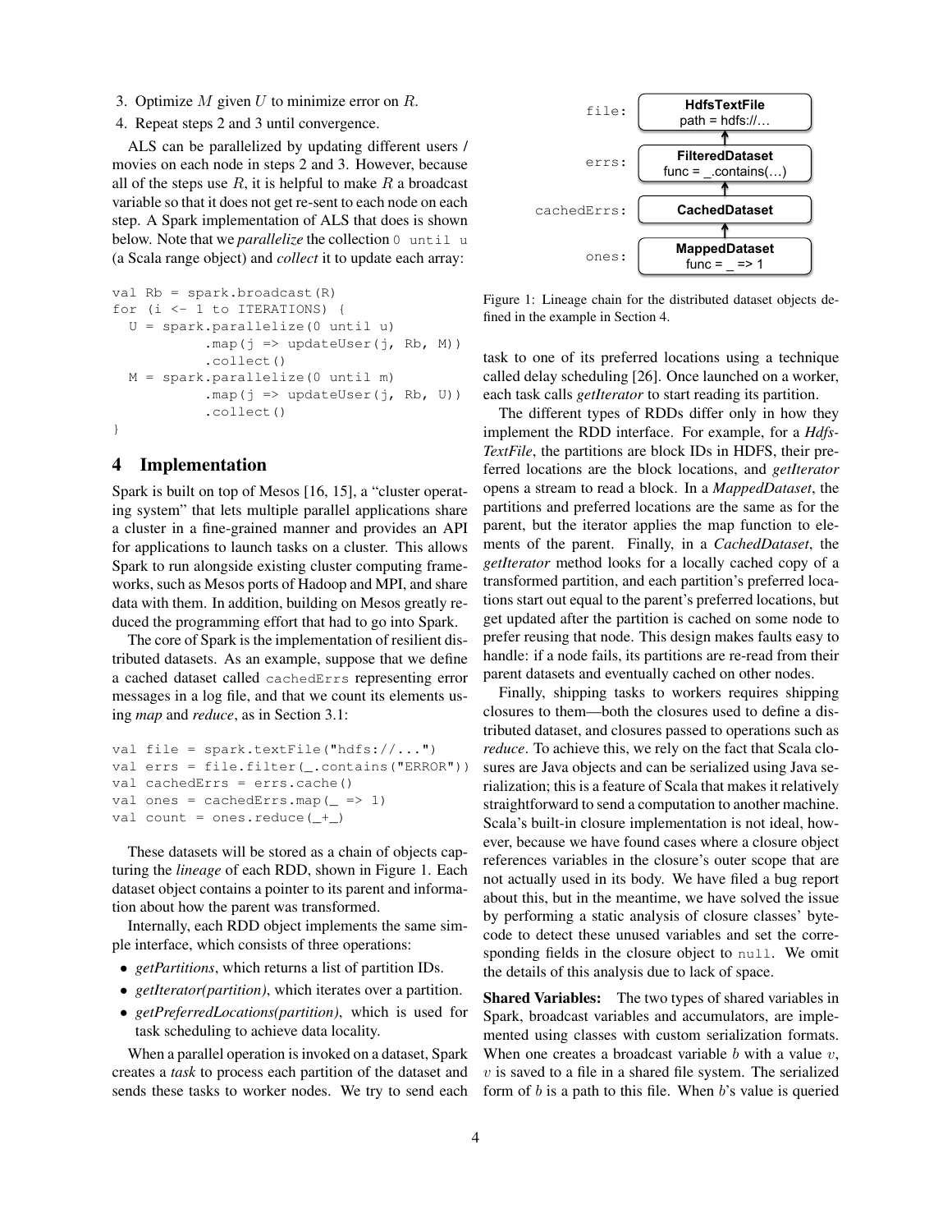3. Optimize $M$ given $U$ to minimize error on $R$.
4. Repeat steps 2 and 3 until convergence.

ALS can be parallelized by updating different users / movies on each node in steps 2 and 3. However, because all of the steps use $R$, it is helpful to make $R$ a broadcast variable so that it does not get re-sent to each node on each step. A Spark implementation of ALS that does is shown below. Note that we *parallelize* the collection `0 until u` (a Scala range object) and *collect* it to update each array:

```
val Rb = spark.broadcast(R)
for (i <- 1 to ITERATIONS) {
  U = spark.parallelize(0 until u)
           .map(j => updateUser(j, Rb, M))
           .collect()
  M = spark.parallelize(0 until m)
           .map(j => updateUser(j, Rb, U))
           .collect()
}
```

## 4 Implementation

Spark is built on top of Mesos [16, 15], a "cluster operating system" that lets multiple parallel applications share a cluster in a fine-grained manner and provides an API for applications to launch tasks on a cluster. This allows Spark to run alongside existing cluster computing frameworks, such as Mesos ports of Hadoop and MPI, and share data with them. In addition, building on Mesos greatly reduced the programming effort that had to go into Spark.

The core of Spark is the implementation of resilient distributed datasets. As an example, suppose that we define a cached dataset called `cachedErrs` representing error messages in a log file, and that we count its elements using *map* and *reduce*, as in Section 3.1:

```
val file = spark.textFile("hdfs://...")
val errs = file.filter(_.contains("ERROR"))
val cachedErrs = errs.cache()
val ones = cachedErrs.map(_ => 1)
val count = ones.reduce(_+_)
```

These datasets will be stored as a chain of objects capturing the *lineage* of each RDD, shown in Figure 1. Each dataset object contains a pointer to its parent and information about how the parent was transformed.

Internally, each RDD object implements the same simple interface, which consists of three operations:

- *getPartitions*, which returns a list of partition IDs.
- *getIterator(partition)*, which iterates over a partition.
- *getPreferredLocations(partition)*, which is used for task scheduling to achieve data locality.

When a parallel operation is invoked on a dataset, Spark creates a *task* to process each partition of the dataset and sends these tasks to worker nodes. We try to send each task to one of its preferred locations using a technique called delay scheduling [26]. Once launched on a worker, each task calls *getIterator* to start reading its partition.

file: **HdfsTextFile** path = hdfs://…
errs: **FilteredDataset** func = _.contains(…)
cachedErrs: **CachedDataset**
ones: **MappedDataset** func = _ => 1

Figure 1: Lineage chain for the distributed dataset objects defined in the example in Section 4.

The different types of RDDs differ only in how they implement the RDD interface. For example, for a *HdfsTextFile*, the partitions are block IDs in HDFS, their preferred locations are the block locations, and *getIterator* opens a stream to read a block. In a *MappedDataset*, the partitions and preferred locations are the same as for the parent, but the iterator applies the map function to elements of the parent. Finally, in a *CachedDataset*, the *getIterator* method looks for a locally cached copy of a transformed partition, and each partition's preferred locations start out equal to the parent's preferred locations, but get updated after the partition is cached on some node to prefer reusing that node. This design makes faults easy to handle: if a node fails, its partitions are re-read from their parent datasets and eventually cached on other nodes.

Finally, shipping tasks to workers requires shipping closures to them—both the closures used to define a distributed dataset, and closures passed to operations such as *reduce*. To achieve this, we rely on the fact that Scala closures are Java objects and can be serialized using Java serialization; this is a feature of Scala that makes it relatively straightforward to send a computation to another machine. Scala's built-in closure implementation is not ideal, however, because we have found cases where a closure object references variables in the closure's outer scope that are not actually used in its body. We have filed a bug report about this, but in the meantime, we have solved the issue by performing a static analysis of closure classes' bytecode to detect these unused variables and set the corresponding fields in the closure object to `null`. We omit the details of this analysis due to lack of space.

**Shared Variables:** The two types of shared variables in Spark, broadcast variables and accumulators, are implemented using classes with custom serialization formats. When one creates a broadcast variable $b$ with a value $v$, $v$ is saved to a file in a shared file system. The serialized form of $b$ is a path to this file. When $b$'s value is queried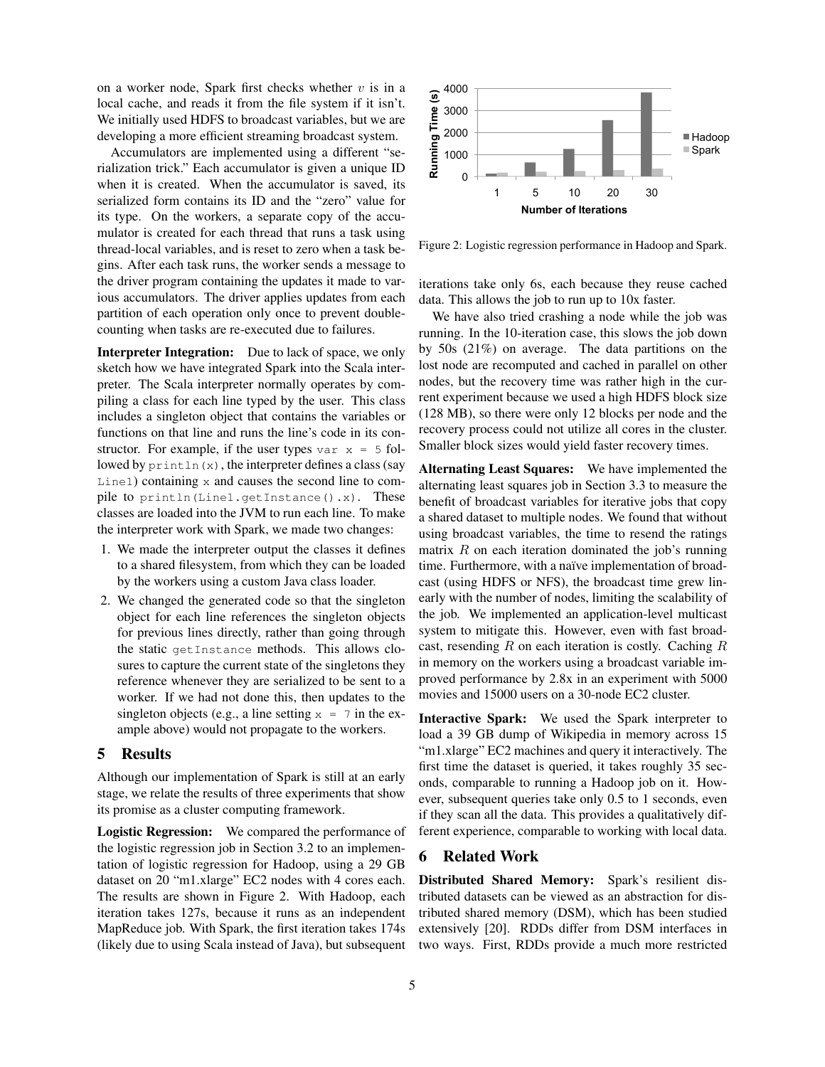on a worker node, Spark first checks whether $v$ is in a local cache, and reads it from the file system if it isn't. We initially used HDFS to broadcast variables, but we are developing a more efficient streaming broadcast system.

Accumulators are implemented using a different "serialization trick." Each accumulator is given a unique ID when it is created. When the accumulator is saved, its serialized form contains its ID and the "zero" value for its type. On the workers, a separate copy of the accumulator is created for each thread that runs a task using thread-local variables, and is reset to zero when a task begins. After each task runs, the worker sends a message to the driver program containing the updates it made to various accumulators. The driver applies updates from each partition of each operation only once to prevent double-counting when tasks are re-executed due to failures.

**Interpreter Integration:** Due to lack of space, we only sketch how we have integrated Spark into the Scala interpreter. The Scala interpreter normally operates by compiling a class for each line typed by the user. This class includes a singleton object that contains the variables or functions on that line and runs the line's code in its constructor. For example, if the user types `var x = 5` followed by `println(x)`, the interpreter defines a class (say `Line1`) containing `x` and causes the second line to compile to `println(Line1.getInstance().x)`. These classes are loaded into the JVM to run each line. To make the interpreter work with Spark, we made two changes:

1. We made the interpreter output the classes it defines to a shared filesystem, from which they can be loaded by the workers using a custom Java class loader.
2. We changed the generated code so that the singleton object for each line references the singleton objects for previous lines directly, rather than going through the static `getInstance` methods. This allows closures to capture the current state of the singletons they reference whenever they are serialized to be sent to a worker. If we had not done this, then updates to the singleton objects (e.g., a line setting `x = 7` in the example above) would not propagate to the workers.

## 5 Results

Although our implementation of Spark is still at an early stage, we relate the results of three experiments that show its promise as a cluster computing framework.

**Logistic Regression:** We compared the performance of the logistic regression job in Section 3.2 to an implementation of logistic regression for Hadoop, using a 29 GB dataset on 20 "m1.xlarge" EC2 nodes with 4 cores each. The results are shown in Figure 2. With Hadoop, each iteration takes 127s, because it runs as an independent MapReduce job. With Spark, the first iteration takes 174s (likely due to using Scala instead of Java), but subsequent iterations take only 6s, each because they reuse cached data. This allows the job to run up to 10x faster.

Figure 2: Logistic regression performance in Hadoop and Spark.

We have also tried crashing a node while the job was running. In the 10-iteration case, this slows the job down by 50s (21%) on average. The data partitions on the lost node are recomputed and cached in parallel on other nodes, but the recovery time was rather high in the current experiment because we used a high HDFS block size (128 MB), so there were only 12 blocks per node and the recovery process could not utilize all cores in the cluster. Smaller block sizes would yield faster recovery times.

**Alternating Least Squares:** We have implemented the alternating least squares job in Section 3.3 to measure the benefit of broadcast variables for iterative jobs that copy a shared dataset to multiple nodes. We found that without using broadcast variables, the time to resend the ratings matrix $R$ on each iteration dominated the job's running time. Furthermore, with a naïve implementation of broadcast (using HDFS or NFS), the broadcast time grew linearly with the number of nodes, limiting the scalability of the job. We implemented an application-level multicast system to mitigate this. However, even with fast broadcast, resending $R$ on each iteration is costly. Caching $R$ in memory on the workers using a broadcast variable improved performance by 2.8x in an experiment with 5000 movies and 15000 users on a 30-node EC2 cluster.

**Interactive Spark:** We used the Spark interpreter to load a 39 GB dump of Wikipedia in memory across 15 "m1.xlarge" EC2 machines and query it interactively. The first time the dataset is queried, it takes roughly 35 seconds, comparable to running a Hadoop job on it. However, subsequent queries take only 0.5 to 1 seconds, even if they scan all the data. This provides a qualitatively different experience, comparable to working with local data.

## 6 Related Work

**Distributed Shared Memory:** Spark's resilient distributed datasets can be viewed as an abstraction for distributed shared memory (DSM), which has been studied extensively [20]. RDDs differ from DSM interfaces in two ways. First, RDDs provide a much more restricted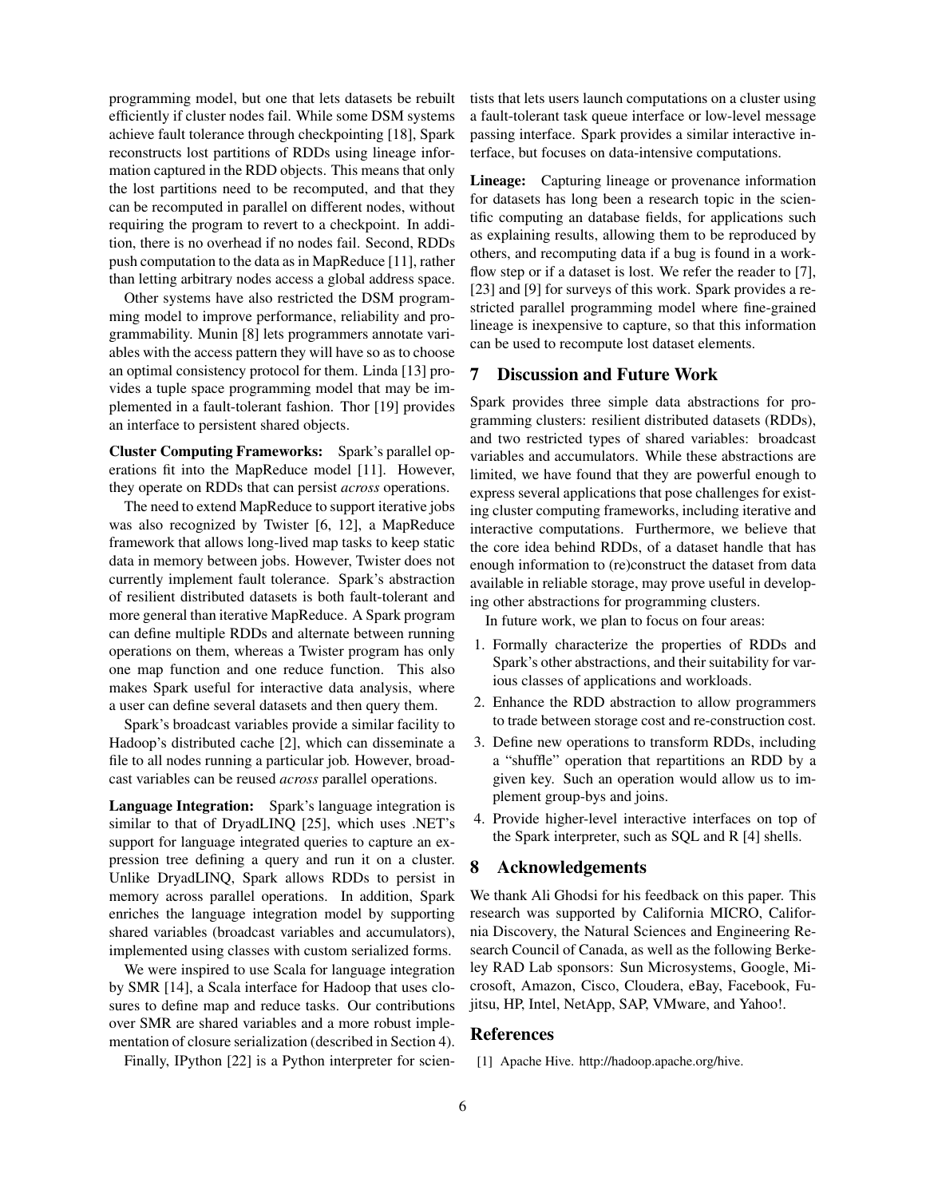programming model, but one that lets datasets be rebuilt efficiently if cluster nodes fail. While some DSM systems achieve fault tolerance through checkpointing [18], Spark reconstructs lost partitions of RDDs using lineage information captured in the RDD objects. This means that only the lost partitions need to be recomputed, and that they can be recomputed in parallel on different nodes, without requiring the program to revert to a checkpoint. In addition, there is no overhead if no nodes fail. Second, RDDs push computation to the data as in MapReduce [11], rather than letting arbitrary nodes access a global address space.

Other systems have also restricted the DSM programming model to improve performance, reliability and programmability. Munin [8] lets programmers annotate variables with the access pattern they will have so as to choose an optimal consistency protocol for them. Linda [13] provides a tuple space programming model that may be implemented in a fault-tolerant fashion. Thor [19] provides an interface to persistent shared objects.

**Cluster Computing Frameworks:** Spark's parallel operations fit into the MapReduce model [11]. However, they operate on RDDs that can persist *across* operations.

The need to extend MapReduce to support iterative jobs was also recognized by Twister [6, 12], a MapReduce framework that allows long-lived map tasks to keep static data in memory between jobs. However, Twister does not currently implement fault tolerance. Spark's abstraction of resilient distributed datasets is both fault-tolerant and more general than iterative MapReduce. A Spark program can define multiple RDDs and alternate between running operations on them, whereas a Twister program has only one map function and one reduce function. This also makes Spark useful for interactive data analysis, where a user can define several datasets and then query them.

Spark's broadcast variables provide a similar facility to Hadoop's distributed cache [2], which can disseminate a file to all nodes running a particular job. However, broadcast variables can be reused *across* parallel operations.

**Language Integration:** Spark's language integration is similar to that of DryadLINQ [25], which uses .NET's support for language integrated queries to capture an expression tree defining a query and run it on a cluster. Unlike DryadLINQ, Spark allows RDDs to persist in memory across parallel operations. In addition, Spark enriches the language integration model by supporting shared variables (broadcast variables and accumulators), implemented using classes with custom serialized forms.

We were inspired to use Scala for language integration by SMR [14], a Scala interface for Hadoop that uses closures to define map and reduce tasks. Our contributions over SMR are shared variables and a more robust implementation of closure serialization (described in Section 4).

Finally, IPython [22] is a Python interpreter for scientists that lets users launch computations on a cluster using a fault-tolerant task queue interface or low-level message passing interface. Spark provides a similar interactive interface, but focuses on data-intensive computations.

**Lineage:** Capturing lineage or provenance information for datasets has long been a research topic in the scientific computing an database fields, for applications such as explaining results, allowing them to be reproduced by others, and recomputing data if a bug is found in a workflow step or if a dataset is lost. We refer the reader to [7], [23] and [9] for surveys of this work. Spark provides a restricted parallel programming model where fine-grained lineage is inexpensive to capture, so that this information can be used to recompute lost dataset elements.

## 7 Discussion and Future Work

Spark provides three simple data abstractions for programming clusters: resilient distributed datasets (RDDs), and two restricted types of shared variables: broadcast variables and accumulators. While these abstractions are limited, we have found that they are powerful enough to express several applications that pose challenges for existing cluster computing frameworks, including iterative and interactive computations. Furthermore, we believe that the core idea behind RDDs, of a dataset handle that has enough information to (re)construct the dataset from data available in reliable storage, may prove useful in developing other abstractions for programming clusters.

In future work, we plan to focus on four areas:

1. Formally characterize the properties of RDDs and Spark's other abstractions, and their suitability for various classes of applications and workloads.
2. Enhance the RDD abstraction to allow programmers to trade between storage cost and re-construction cost.
3. Define new operations to transform RDDs, including a "shuffle" operation that repartitions an RDD by a given key. Such an operation would allow us to implement group-bys and joins.
4. Provide higher-level interactive interfaces on top of the Spark interpreter, such as SQL and R [4] shells.

## 8 Acknowledgements

We thank Ali Ghodsi for his feedback on this paper. This research was supported by California MICRO, California Discovery, the Natural Sciences and Engineering Research Council of Canada, as well as the following Berkeley RAD Lab sponsors: Sun Microsystems, Google, Microsoft, Amazon, Cisco, Cloudera, eBay, Facebook, Fujitsu, HP, Intel, NetApp, SAP, VMware, and Yahoo!.

## References

[1] Apache Hive. http://hadoop.apache.org/hive.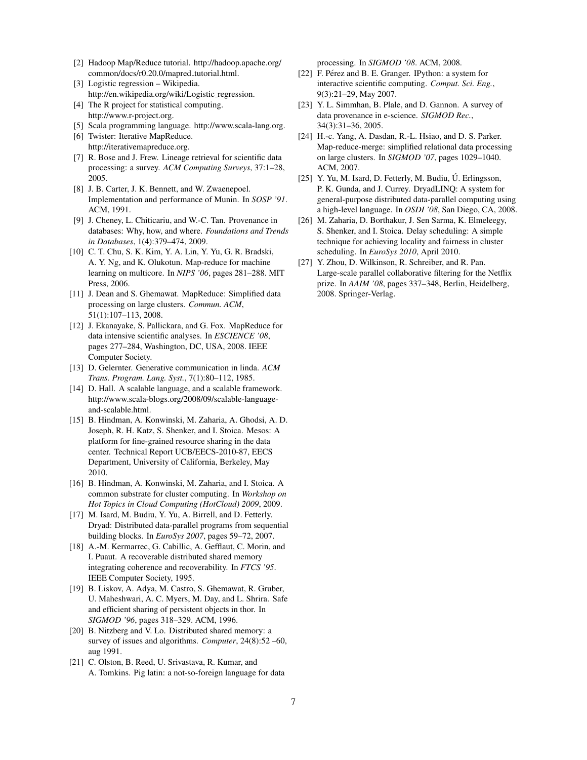[2] Hadoop Map/Reduce tutorial. http://hadoop.apache.org/common/docs/r0.20.0/mapred_tutorial.html.

[3] Logistic regression – Wikipedia. http://en.wikipedia.org/wiki/Logistic_regression.

[4] The R project for statistical computing. http://www.r-project.org.

[5] Scala programming language. http://www.scala-lang.org.

[6] Twister: Iterative MapReduce. http://iterativemapreduce.org.

[7] R. Bose and J. Frew. Lineage retrieval for scientific data processing: a survey. *ACM Computing Surveys*, 37:1–28, 2005.

[8] J. B. Carter, J. K. Bennett, and W. Zwaenepoel. Implementation and performance of Munin. In *SOSP '91*. ACM, 1991.

[9] J. Cheney, L. Chiticariu, and W.-C. Tan. Provenance in databases: Why, how, and where. *Foundations and Trends in Databases*, 1(4):379–474, 2009.

[10] C. T. Chu, S. K. Kim, Y. A. Lin, Y. Yu, G. R. Bradski, A. Y. Ng, and K. Olukotun. Map-reduce for machine learning on multicore. In *NIPS '06*, pages 281–288. MIT Press, 2006.

[11] J. Dean and S. Ghemawat. MapReduce: Simplified data processing on large clusters. *Commun. ACM*, 51(1):107–113, 2008.

[12] J. Ekanayake, S. Pallickara, and G. Fox. MapReduce for data intensive scientific analyses. In *ESCIENCE '08*, pages 277–284, Washington, DC, USA, 2008. IEEE Computer Society.

[13] D. Gelernter. Generative communication in linda. *ACM Trans. Program. Lang. Syst.*, 7(1):80–112, 1985.

[14] D. Hall. A scalable language, and a scalable framework. http://www.scala-blogs.org/2008/09/scalable-language-and-scalable.html.

[15] B. Hindman, A. Konwinski, M. Zaharia, A. Ghodsi, A. D. Joseph, R. H. Katz, S. Shenker, and I. Stoica. Mesos: A platform for fine-grained resource sharing in the data center. Technical Report UCB/EECS-2010-87, EECS Department, University of California, Berkeley, May 2010.

[16] B. Hindman, A. Konwinski, M. Zaharia, and I. Stoica. A common substrate for cluster computing. In *Workshop on Hot Topics in Cloud Computing (HotCloud) 2009*, 2009.

[17] M. Isard, M. Budiu, Y. Yu, A. Birrell, and D. Fetterly. Dryad: Distributed data-parallel programs from sequential building blocks. In *EuroSys 2007*, pages 59–72, 2007.

[18] A.-M. Kermarrec, G. Cabillic, A. Gefflaut, C. Morin, and I. Puaut. A recoverable distributed shared memory integrating coherence and recoverability. In *FTCS '95*. IEEE Computer Society, 1995.

[19] B. Liskov, A. Adya, M. Castro, S. Ghemawat, R. Gruber, U. Maheshwari, A. C. Myers, M. Day, and L. Shrira. Safe and efficient sharing of persistent objects in thor. In *SIGMOD '96*, pages 318–329. ACM, 1996.

[20] B. Nitzberg and V. Lo. Distributed shared memory: a survey of issues and algorithms. *Computer*, 24(8):52 –60, aug 1991.

[21] C. Olston, B. Reed, U. Srivastava, R. Kumar, and A. Tomkins. Pig latin: a not-so-foreign language for data processing. In *SIGMOD '08*. ACM, 2008.

[22] F. Pérez and B. E. Granger. IPython: a system for interactive scientific computing. *Comput. Sci. Eng.*, 9(3):21–29, May 2007.

[23] Y. L. Simmhan, B. Plale, and D. Gannon. A survey of data provenance in e-science. *SIGMOD Rec.*, 34(3):31–36, 2005.

[24] H.-c. Yang, A. Dasdan, R.-L. Hsiao, and D. S. Parker. Map-reduce-merge: simplified relational data processing on large clusters. In *SIGMOD '07*, pages 1029–1040. ACM, 2007.

[25] Y. Yu, M. Isard, D. Fetterly, M. Budiu, Ú. Erlingsson, P. K. Gunda, and J. Currey. DryadLINQ: A system for general-purpose distributed data-parallel computing using a high-level language. In *OSDI '08*, San Diego, CA, 2008.

[26] M. Zaharia, D. Borthakur, J. Sen Sarma, K. Elmeleegy, S. Shenker, and I. Stoica. Delay scheduling: A simple technique for achieving locality and fairness in cluster scheduling. In *EuroSys 2010*, April 2010.

[27] Y. Zhou, D. Wilkinson, R. Schreiber, and R. Pan. Large-scale parallel collaborative filtering for the Netflix prize. In *AAIM '08*, pages 337–348, Berlin, Heidelberg, 2008. Springer-Verlag.